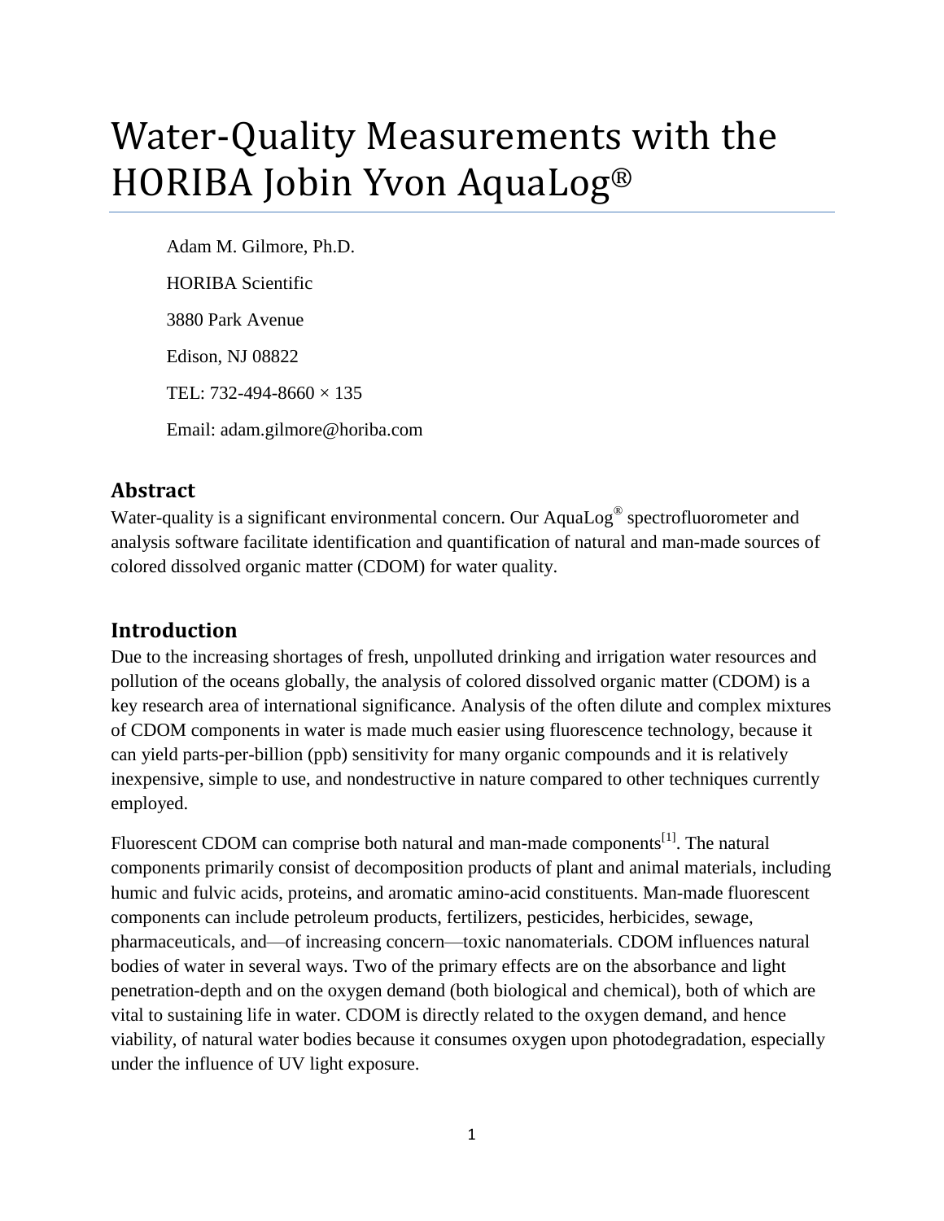# Water-Quality Measurements with the HORIBA Jobin Yvon AquaLog®

Adam M. Gilmore, Ph.D.

HORIBA Scientific

3880 Park Avenue

Edison, NJ 08822

TEL: 732-494-8660 × 135

Email: adam.gilmore@horiba.com

## Abstract

Water-quality is a significant environmental concern. Our AquaLog® spectrofluorometer and analysis software facilitate identification and quantification of natural and man-made sources of colored dissolved organic matter (CDOM) for water quality.

## Introduction

Due to the increasing shortages of fresh, unpolluted drinking and irrigation water resources and pollution of the oceans globally, the analysis of colored dissolved organic matter (CDOM) is a key research area of international significance. Analysis of the often dilute and complex mixtures of CDOM components in water is made much easier using fluorescence technology, because it can yield parts-per-billion (ppb) sensitivity for many organic compounds and it is relatively inexpensive, simple to use, and nondestructive in nature compared to other techniques currently employed.

Fluorescent CDOM can comprise both natural and man-made components[1]. The natural components primarily consist of decomposition products of plant and animal materials, including humic and fulvic acids, proteins, and aromatic amino-acid constituents. Man-made fluorescent components can include petroleum products, fertilizers, pesticides, herbicides, sewage, pharmaceuticals, and—of increasing concern—toxic nanomaterials. CDOM influences natural bodies of water in several ways. Two of the primary effects are on the absorbance and light penetration-depth and on the oxygen demand (both biological and chemical), both of which are vital to sustaining life in water. CDOM is directly related to the oxygen demand, and hence viability, of natural water bodies because it consumes oxygen upon photodegradation, especially under the influence of UV light exposure.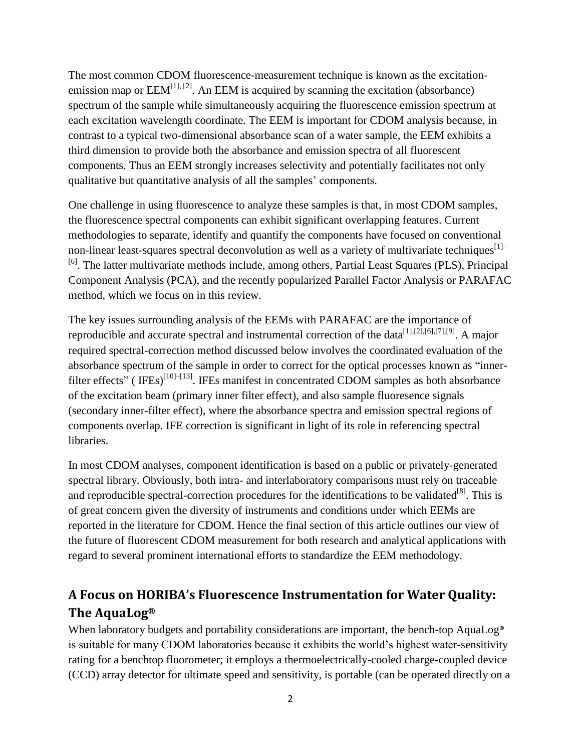The most common CDOM fluorescence-measurement technique is known as the excitation-emission map or EEM[1], [2]. An EEM is acquired by scanning the excitation (absorbance) spectrum of the sample while simultaneously acquiring the fluorescence emission spectrum at each excitation wavelength coordinate. The EEM is important for CDOM analysis because, in contrast to a typical two-dimensional absorbance scan of a water sample, the EEM exhibits a third dimension to provide both the absorbance and emission spectra of all fluorescent components. Thus an EEM strongly increases selectivity and potentially facilitates not only qualitative but quantitative analysis of all the samples' components.

One challenge in using fluorescence to analyze these samples is that, in most CDOM samples, the fluorescence spectral components can exhibit significant overlapping features. Current methodologies to separate, identify and quantify the components have focused on conventional non-linear least-squares spectral deconvolution as well as a variety of multivariate techniques[1]–[6]. The latter multivariate methods include, among others, Partial Least Squares (PLS), Principal Component Analysis (PCA), and the recently popularized Parallel Factor Analysis or PARAFAC method, which we focus on in this review.

The key issues surrounding analysis of the EEMs with PARAFAC are the importance of reproducible and accurate spectral and instrumental correction of the data[1],[2],[6],[7],[9]. A major required spectral-correction method discussed below involves the coordinated evaluation of the absorbance spectrum of the sample in order to correct for the optical processes known as "inner-filter effects" ( IFEs)[10]–[13]. IFEs manifest in concentrated CDOM samples as both absorbance of the excitation beam (primary inner filter effect), and also sample fluoresence signals (secondary inner-filter effect), where the absorbance spectra and emission spectral regions of components overlap. IFE correction is significant in light of its role in referencing spectral libraries.

In most CDOM analyses, component identification is based on a public or privately-generated spectral library. Obviously, both intra- and interlaboratory comparisons must rely on traceable and reproducible spectral-correction procedures for the identifications to be validated[8]. This is of great concern given the diversity of instruments and conditions under which EEMs are reported in the literature for CDOM. Hence the final section of this article outlines our view of the future of fluorescent CDOM measurement for both research and analytical applications with regard to several prominent international efforts to standardize the EEM methodology.

## A Focus on HORIBA's Fluorescence Instrumentation for Water Quality: The AquaLog®

When laboratory budgets and portability considerations are important, the bench-top AquaLog® is suitable for many CDOM laboratories because it exhibits the world's highest water-sensitivity rating for a benchtop fluorometer; it employs a thermoelectrically-cooled charge-coupled device (CCD) array detector for ultimate speed and sensitivity, is portable (can be operated directly on a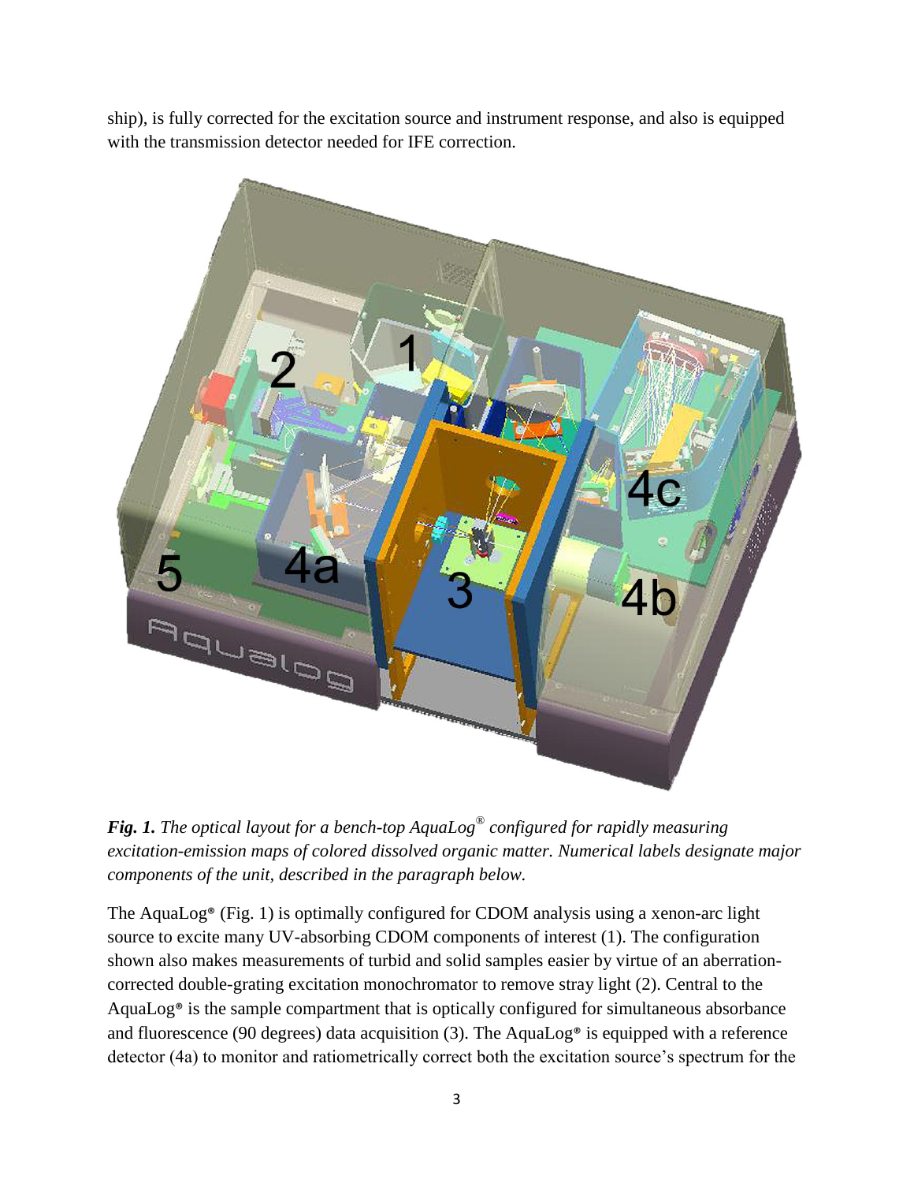ship), is fully corrected for the excitation source and instrument response, and also is equipped with the transmission detector needed for IFE correction.

***Fig. 1.*** *The optical layout for a bench-top AquaLog® configured for rapidly measuring excitation-emission maps of colored dissolved organic matter. Numerical labels designate major components of the unit, described in the paragraph below.*

The AquaLog® (Fig. 1) is optimally configured for CDOM analysis using a xenon-arc light source to excite many UV-absorbing CDOM components of interest (1). The configuration shown also makes measurements of turbid and solid samples easier by virtue of an aberration-corrected double-grating excitation monochromator to remove stray light (2). Central to the AquaLog® is the sample compartment that is optically configured for simultaneous absorbance and fluorescence (90 degrees) data acquisition (3). The AquaLog® is equipped with a reference detector (4a) to monitor and ratiometrically correct both the excitation source's spectrum for the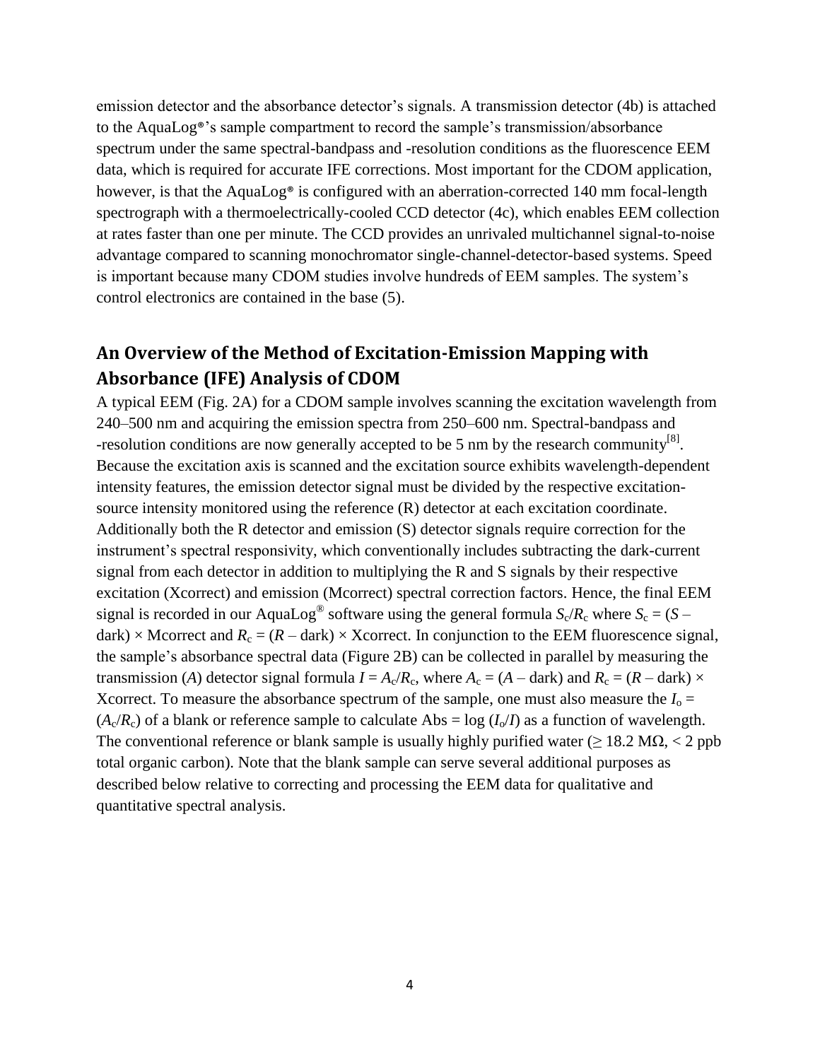emission detector and the absorbance detector's signals. A transmission detector (4b) is attached to the AquaLog®'s sample compartment to record the sample's transmission/absorbance spectrum under the same spectral-bandpass and -resolution conditions as the fluorescence EEM data, which is required for accurate IFE corrections. Most important for the CDOM application, however, is that the AquaLog® is configured with an aberration-corrected 140 mm focal-length spectrograph with a thermoelectrically-cooled CCD detector (4c), which enables EEM collection at rates faster than one per minute. The CCD provides an unrivaled multichannel signal-to-noise advantage compared to scanning monochromator single-channel-detector-based systems. Speed is important because many CDOM studies involve hundreds of EEM samples. The system's control electronics are contained in the base (5).

## An Overview of the Method of Excitation-Emission Mapping with Absorbance (IFE) Analysis of CDOM

A typical EEM (Fig. 2A) for a CDOM sample involves scanning the excitation wavelength from 240–500 nm and acquiring the emission spectra from 250–600 nm. Spectral-bandpass and -resolution conditions are now generally accepted to be 5 nm by the research community[8]. Because the excitation axis is scanned and the excitation source exhibits wavelength-dependent intensity features, the emission detector signal must be divided by the respective excitation-source intensity monitored using the reference (R) detector at each excitation coordinate. Additionally both the R detector and emission (S) detector signals require correction for the instrument's spectral responsivity, which conventionally includes subtracting the dark-current signal from each detector in addition to multiplying the R and S signals by their respective excitation (Xcorrect) and emission (Mcorrect) spectral correction factors. Hence, the final EEM signal is recorded in our AquaLog® software using the general formula $S_c/R_c$ where $S_c = (S - \text{dark}) \times \text{Mcorrect}$ and $R_c = (R - \text{dark}) \times \text{Xcorrect}$. In conjunction to the EEM fluorescence signal, the sample's absorbance spectral data (Figure 2B) can be collected in parallel by measuring the transmission ($A$) detector signal formula $I = A_c/R_c$, where $A_c = (A - \text{dark})$ and $R_c = (R - \text{dark}) \times \text{Xcorrect}$. To measure the absorbance spectrum of the sample, one must also measure the $I_o = (A_c/R_c)$ of a blank or reference sample to calculate $\text{Abs} = \log(I_o/I)$ as a function of wavelength. The conventional reference or blank sample is usually highly purified water ($\geq 18.2\ \text{M}\Omega$, $< 2$ ppb total organic carbon). Note that the blank sample can serve several additional purposes as described below relative to correcting and processing the EEM data for qualitative and quantitative spectral analysis.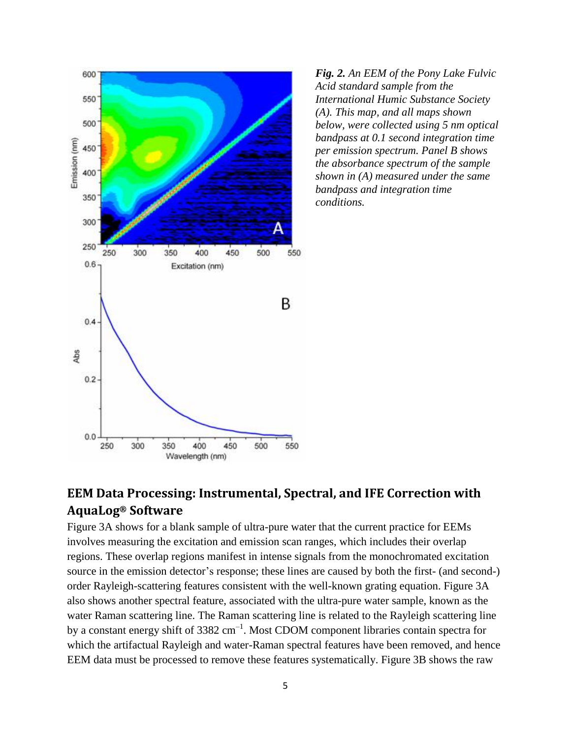*__Fig. 2.__ An EEM of the Pony Lake Fulvic Acid standard sample from the International Humic Substance Society (A). This map, and all maps shown below, were collected using 5 nm optical bandpass at 0.1 second integration time per emission spectrum. Panel B shows the absorbance spectrum of the sample shown in (A) measured under the same bandpass and integration time conditions.*

## EEM Data Processing: Instrumental, Spectral, and IFE Correction with AquaLog® Software

Figure 3A shows for a blank sample of ultra-pure water that the current practice for EEMs involves measuring the excitation and emission scan ranges, which includes their overlap regions. These overlap regions manifest in intense signals from the monochromated excitation source in the emission detector's response; these lines are caused by both the first- (and second-) order Rayleigh-scattering features consistent with the well-known grating equation. Figure 3A also shows another spectral feature, associated with the ultra-pure water sample, known as the water Raman scattering line. The Raman scattering line is related to the Rayleigh scattering line by a constant energy shift of 3382 $cm^{-1}$. Most CDOM component libraries contain spectra for which the artifactual Rayleigh and water-Raman spectral features have been removed, and hence EEM data must be processed to remove these features systematically. Figure 3B shows the raw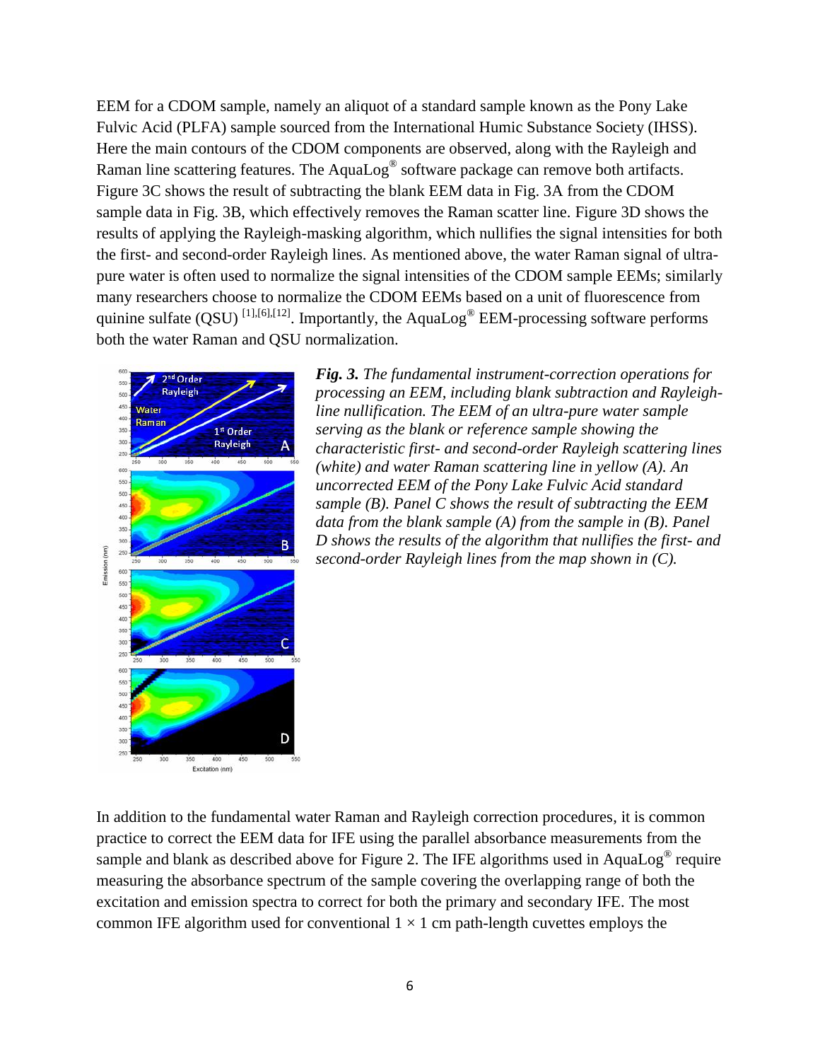EEM for a CDOM sample, namely an aliquot of a standard sample known as the Pony Lake Fulvic Acid (PLFA) sample sourced from the International Humic Substance Society (IHSS). Here the main contours of the CDOM components are observed, along with the Rayleigh and Raman line scattering features. The AquaLog® software package can remove both artifacts. Figure 3C shows the result of subtracting the blank EEM data in Fig. 3A from the CDOM sample data in Fig. 3B, which effectively removes the Raman scatter line. Figure 3D shows the results of applying the Rayleigh-masking algorithm, which nullifies the signal intensities for both the first- and second-order Rayleigh lines. As mentioned above, the water Raman signal of ultra-pure water is often used to normalize the signal intensities of the CDOM sample EEMs; similarly many researchers choose to normalize the CDOM EEMs based on a unit of fluorescence from quinine sulfate (QSU) [1],[6],[12]. Importantly, the AquaLog® EEM-processing software performs both the water Raman and QSU normalization.

***Fig. 3.*** *The fundamental instrument-correction operations for processing an EEM, including blank subtraction and Rayleigh-line nullification. The EEM of an ultra-pure water sample serving as the blank or reference sample showing the characteristic first- and second-order Rayleigh scattering lines (white) and water Raman scattering line in yellow (A). An uncorrected EEM of the Pony Lake Fulvic Acid standard sample (B). Panel C shows the result of subtracting the EEM data from the blank sample (A) from the sample in (B). Panel D shows the results of the algorithm that nullifies the first- and second-order Rayleigh lines from the map shown in (C).*

In addition to the fundamental water Raman and Rayleigh correction procedures, it is common practice to correct the EEM data for IFE using the parallel absorbance measurements from the sample and blank as described above for Figure 2. The IFE algorithms used in AquaLog® require measuring the absorbance spectrum of the sample covering the overlapping range of both the excitation and emission spectra to correct for both the primary and secondary IFE. The most common IFE algorithm used for conventional 1 × 1 cm path-length cuvettes employs the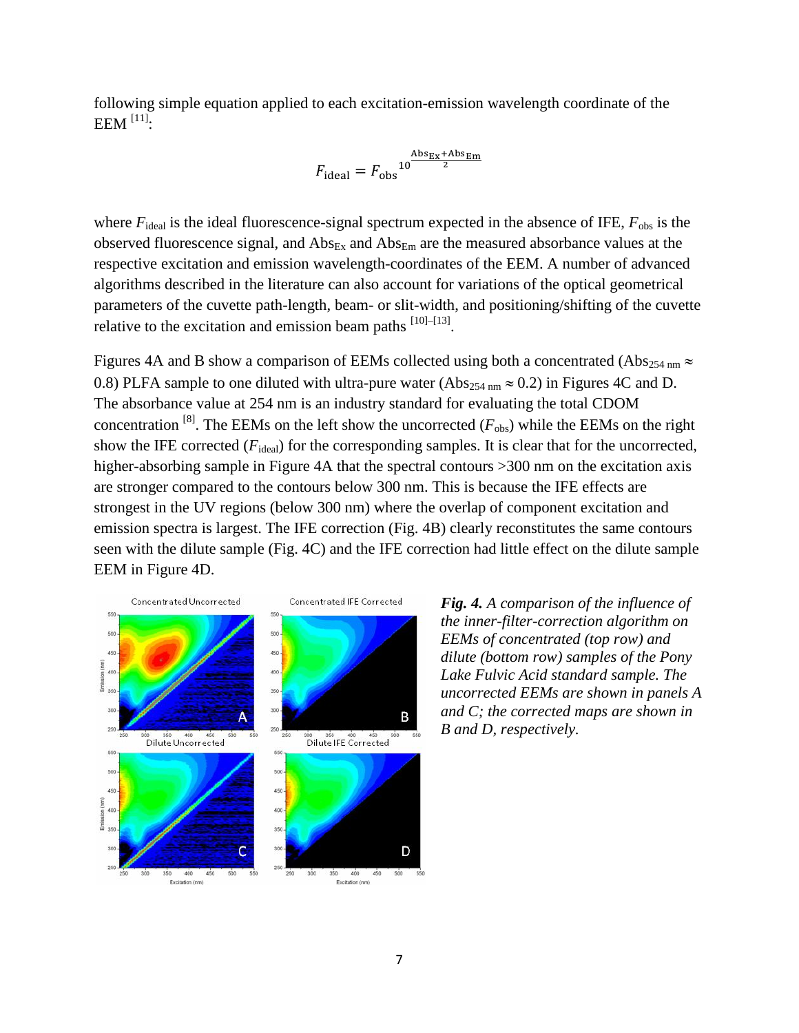following simple equation applied to each excitation-emission wavelength coordinate of the EEM [11]:

$$F_{\text{ideal}} = F_{\text{obs}}{}^{10^{\frac{\text{Abs}_{\text{Ex}}+\text{Abs}_{\text{Em}}}{2}}}$$

where $F_{\text{ideal}}$ is the ideal fluorescence-signal spectrum expected in the absence of IFE, $F_{\text{obs}}$ is the observed fluorescence signal, and $\text{Abs}_{\text{Ex}}$ and $\text{Abs}_{\text{Em}}$ are the measured absorbance values at the respective excitation and emission wavelength-coordinates of the EEM. A number of advanced algorithms described in the literature can also account for variations of the optical geometrical parameters of the cuvette path-length, beam- or slit-width, and positioning/shifting of the cuvette relative to the excitation and emission beam paths [10]–[13].

Figures 4A and B show a comparison of EEMs collected using both a concentrated ($\text{Abs}_{254\text{ nm}} \approx 0.8$) PLFA sample to one diluted with ultra-pure water ($\text{Abs}_{254\text{ nm}} \approx 0.2$) in Figures 4C and D. The absorbance value at 254 nm is an industry standard for evaluating the total CDOM concentration [8]. The EEMs on the left show the uncorrected ($F_{\text{obs}}$) while the EEMs on the right show the IFE corrected ($F_{\text{ideal}}$) for the corresponding samples. It is clear that for the uncorrected, higher-absorbing sample in Figure 4A that the spectral contours >300 nm on the excitation axis are stronger compared to the contours below 300 nm. This is because the IFE effects are strongest in the UV regions (below 300 nm) where the overlap of component excitation and emission spectra is largest. The IFE correction (Fig. 4B) clearly reconstitutes the same contours seen with the dilute sample (Fig. 4C) and the IFE correction had little effect on the dilute sample EEM in Figure 4D.

***Fig. 4.*** *A comparison of the influence of the inner-filter-correction algorithm on EEMs of concentrated (top row) and dilute (bottom row) samples of the Pony Lake Fulvic Acid standard sample. The uncorrected EEMs are shown in panels A and C; the corrected maps are shown in B and D, respectively.*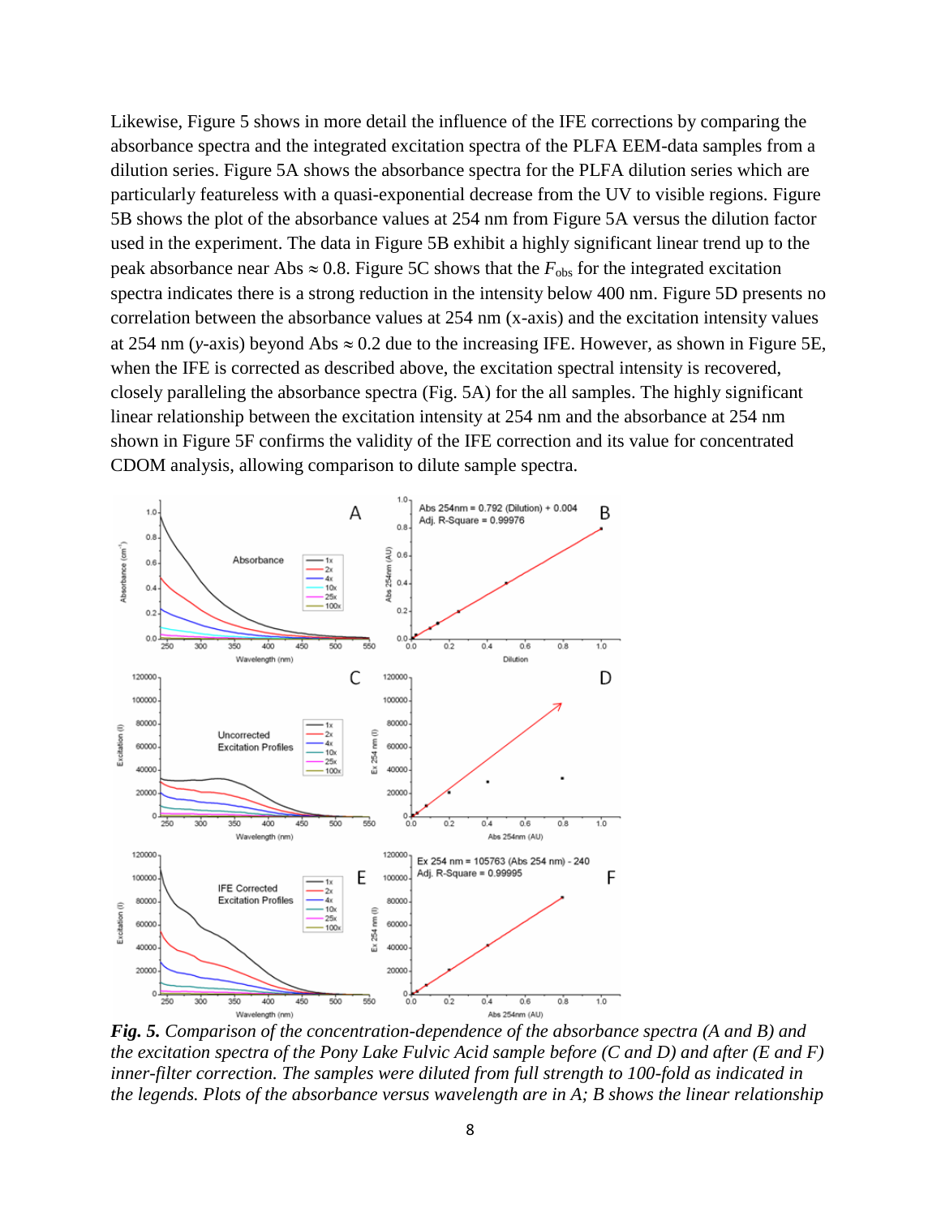Likewise, Figure 5 shows in more detail the influence of the IFE corrections by comparing the absorbance spectra and the integrated excitation spectra of the PLFA EEM-data samples from a dilution series. Figure 5A shows the absorbance spectra for the PLFA dilution series which are particularly featureless with a quasi-exponential decrease from the UV to visible regions. Figure 5B shows the plot of the absorbance values at 254 nm from Figure 5A versus the dilution factor used in the experiment. The data in Figure 5B exhibit a highly significant linear trend up to the peak absorbance near Abs ≈ 0.8. Figure 5C shows that the $F_{obs}$ for the integrated excitation spectra indicates there is a strong reduction in the intensity below 400 nm. Figure 5D presents no correlation between the absorbance values at 254 nm (x-axis) and the excitation intensity values at 254 nm (*y*-axis) beyond Abs ≈ 0.2 due to the increasing IFE. However, as shown in Figure 5E, when the IFE is corrected as described above, the excitation spectral intensity is recovered, closely paralleling the absorbance spectra (Fig. 5A) for the all samples. The highly significant linear relationship between the excitation intensity at 254 nm and the absorbance at 254 nm shown in Figure 5F confirms the validity of the IFE correction and its value for concentrated CDOM analysis, allowing comparison to dilute sample spectra.

***Fig. 5.*** *Comparison of the concentration-dependence of the absorbance spectra (A and B) and the excitation spectra of the Pony Lake Fulvic Acid sample before (C and D) and after (E and F) inner-filter correction. The samples were diluted from full strength to 100-fold as indicated in the legends. Plots of the absorbance versus wavelength are in A; B shows the linear relationship*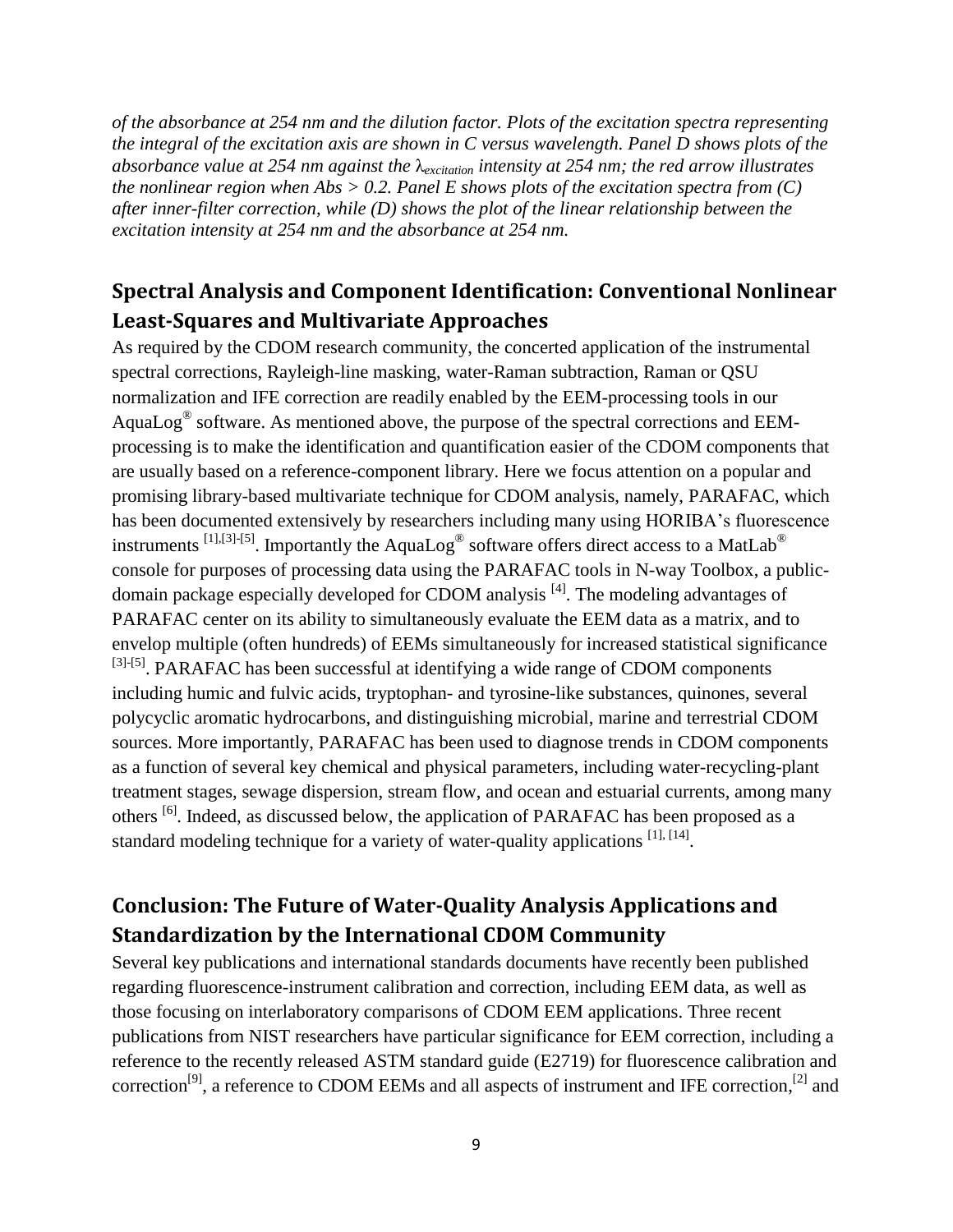*of the absorbance at 254 nm and the dilution factor. Plots of the excitation spectra representing the integral of the excitation axis are shown in C versus wavelength. Panel D shows plots of the absorbance value at 254 nm against the $\lambda_{excitation}$ intensity at 254 nm; the red arrow illustrates the nonlinear region when Abs > 0.2. Panel E shows plots of the excitation spectra from (C) after inner-filter correction, while (D) shows the plot of the linear relationship between the excitation intensity at 254 nm and the absorbance at 254 nm.*

## Spectral Analysis and Component Identification: Conventional Nonlinear Least-Squares and Multivariate Approaches

As required by the CDOM research community, the concerted application of the instrumental spectral corrections, Rayleigh-line masking, water-Raman subtraction, Raman or QSU normalization and IFE correction are readily enabled by the EEM-processing tools in our AquaLog® software. As mentioned above, the purpose of the spectral corrections and EEM-processing is to make the identification and quantification easier of the CDOM components that are usually based on a reference-component library. Here we focus attention on a popular and promising library-based multivariate technique for CDOM analysis, namely, PARAFAC, which has been documented extensively by researchers including many using HORIBA's fluorescence instruments [1],[3]-[5]. Importantly the AquaLog® software offers direct access to a MatLab® console for purposes of processing data using the PARAFAC tools in N-way Toolbox, a public-domain package especially developed for CDOM analysis [4]. The modeling advantages of PARAFAC center on its ability to simultaneously evaluate the EEM data as a matrix, and to envelop multiple (often hundreds) of EEMs simultaneously for increased statistical significance [3]-[5]. PARAFAC has been successful at identifying a wide range of CDOM components including humic and fulvic acids, tryptophan- and tyrosine-like substances, quinones, several polycyclic aromatic hydrocarbons, and distinguishing microbial, marine and terrestrial CDOM sources. More importantly, PARAFAC has been used to diagnose trends in CDOM components as a function of several key chemical and physical parameters, including water-recycling-plant treatment stages, sewage dispersion, stream flow, and ocean and estuarial currents, among many others [6]. Indeed, as discussed below, the application of PARAFAC has been proposed as a standard modeling technique for a variety of water-quality applications [1], [14].

## Conclusion: The Future of Water-Quality Analysis Applications and Standardization by the International CDOM Community

Several key publications and international standards documents have recently been published regarding fluorescence-instrument calibration and correction, including EEM data, as well as those focusing on interlaboratory comparisons of CDOM EEM applications. Three recent publications from NIST researchers have particular significance for EEM correction, including a reference to the recently released ASTM standard guide (E2719) for fluorescence calibration and correction[9], a reference to CDOM EEMs and all aspects of instrument and IFE correction,[2] and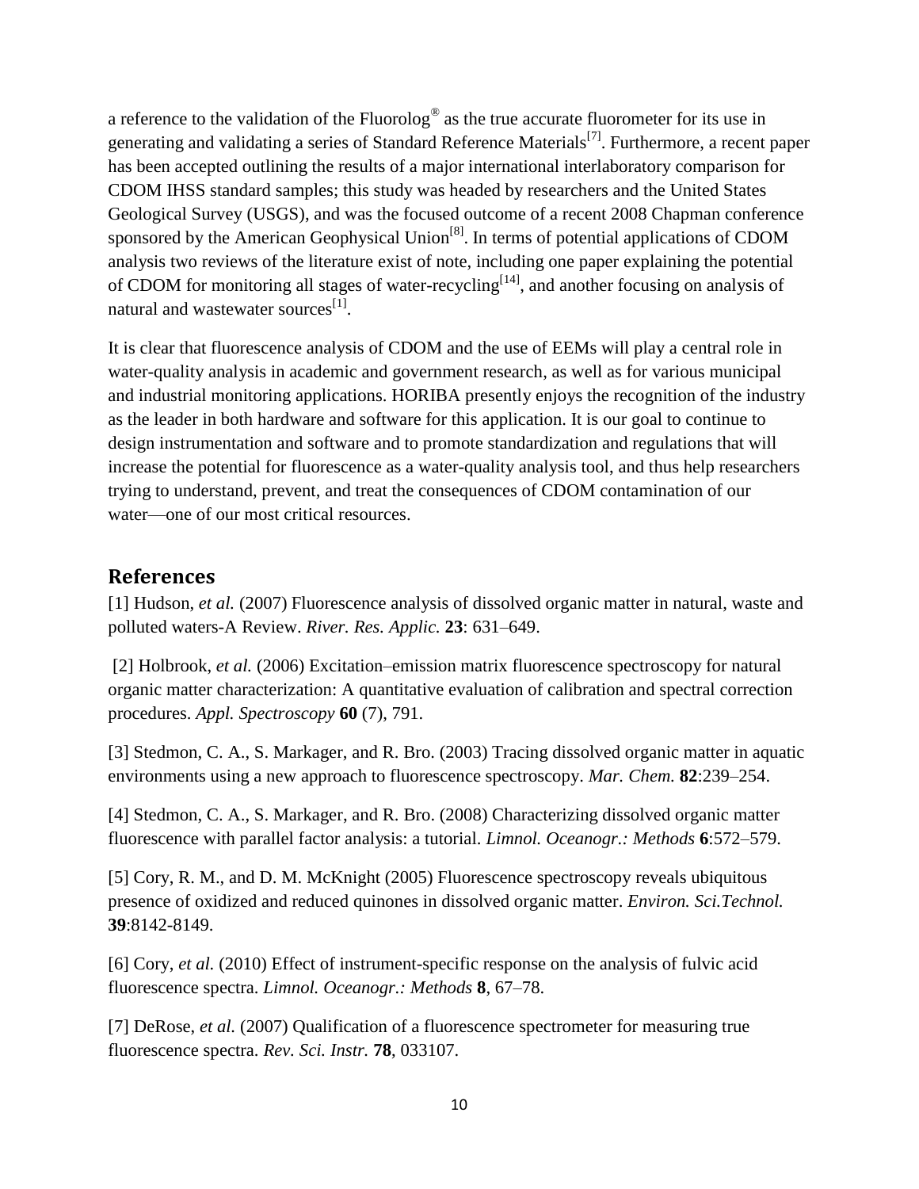a reference to the validation of the Fluorolog® as the true accurate fluorometer for its use in generating and validating a series of Standard Reference Materials[7]. Furthermore, a recent paper has been accepted outlining the results of a major international interlaboratory comparison for CDOM IHSS standard samples; this study was headed by researchers and the United States Geological Survey (USGS), and was the focused outcome of a recent 2008 Chapman conference sponsored by the American Geophysical Union[8]. In terms of potential applications of CDOM analysis two reviews of the literature exist of note, including one paper explaining the potential of CDOM for monitoring all stages of water-recycling[14], and another focusing on analysis of natural and wastewater sources[1].

It is clear that fluorescence analysis of CDOM and the use of EEMs will play a central role in water-quality analysis in academic and government research, as well as for various municipal and industrial monitoring applications. HORIBA presently enjoys the recognition of the industry as the leader in both hardware and software for this application. It is our goal to continue to design instrumentation and software and to promote standardization and regulations that will increase the potential for fluorescence as a water-quality analysis tool, and thus help researchers trying to understand, prevent, and treat the consequences of CDOM contamination of our water—one of our most critical resources.

## References

[1] Hudson, *et al.* (2007) Fluorescence analysis of dissolved organic matter in natural, waste and polluted waters-A Review. *River. Res. Applic.* **23**: 631–649.

[2] Holbrook, *et al.* (2006) Excitation–emission matrix fluorescence spectroscopy for natural organic matter characterization: A quantitative evaluation of calibration and spectral correction procedures. *Appl. Spectroscopy* **60** (7), 791.

[3] Stedmon, C. A., S. Markager, and R. Bro. (2003) Tracing dissolved organic matter in aquatic environments using a new approach to fluorescence spectroscopy. *Mar. Chem.* **82**:239–254.

[4] Stedmon, C. A., S. Markager, and R. Bro. (2008) Characterizing dissolved organic matter fluorescence with parallel factor analysis: a tutorial. *Limnol. Oceanogr.: Methods* **6**:572–579.

[5] Cory, R. M., and D. M. McKnight (2005) Fluorescence spectroscopy reveals ubiquitous presence of oxidized and reduced quinones in dissolved organic matter. *Environ. Sci.Technol.* **39**:8142-8149.

[6] Cory, *et al.* (2010) Effect of instrument-specific response on the analysis of fulvic acid fluorescence spectra. *Limnol. Oceanogr.: Methods* **8**, 67–78.

[7] DeRose, *et al.* (2007) Qualification of a fluorescence spectrometer for measuring true fluorescence spectra. *Rev. Sci. Instr.* **78**, 033107.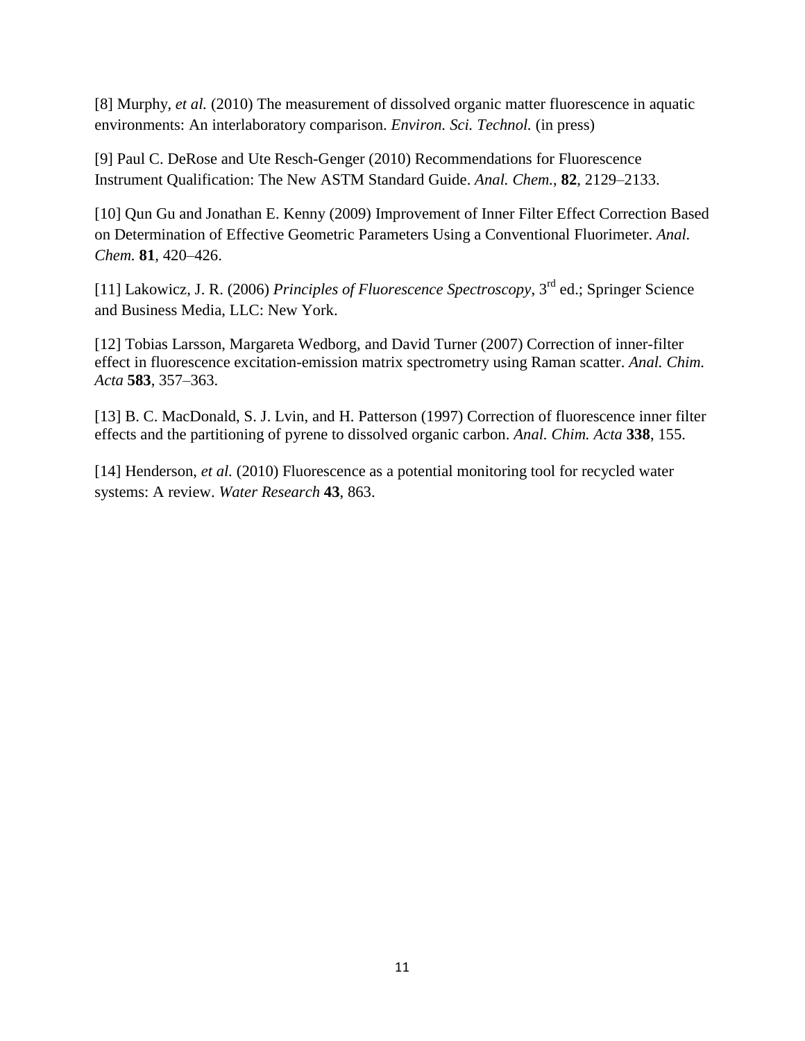[8] Murphy, *et al.* (2010) The measurement of dissolved organic matter fluorescence in aquatic environments: An interlaboratory comparison. *Environ. Sci. Technol.* (in press)

[9] Paul C. DeRose and Ute Resch-Genger (2010) Recommendations for Fluorescence Instrument Qualification: The New ASTM Standard Guide. *Anal. Chem.*, **82**, 2129–2133.

[10] Qun Gu and Jonathan E. Kenny (2009) Improvement of Inner Filter Effect Correction Based on Determination of Effective Geometric Parameters Using a Conventional Fluorimeter. *Anal. Chem.* **81**, 420–426.

[11] Lakowicz, J. R. (2006) *Principles of Fluorescence Spectroscopy*, 3rd ed.; Springer Science and Business Media, LLC: New York.

[12] Tobias Larsson, Margareta Wedborg, and David Turner (2007) Correction of inner-filter effect in fluorescence excitation-emission matrix spectrometry using Raman scatter. *Anal. Chim. Acta* **583**, 357–363.

[13] B. C. MacDonald, S. J. Lvin, and H. Patterson (1997) Correction of fluorescence inner filter effects and the partitioning of pyrene to dissolved organic carbon. *Anal. Chim. Acta* **338**, 155.

[14] Henderson, *et al.* (2010) Fluorescence as a potential monitoring tool for recycled water systems: A review. *Water Research* **43**, 863.